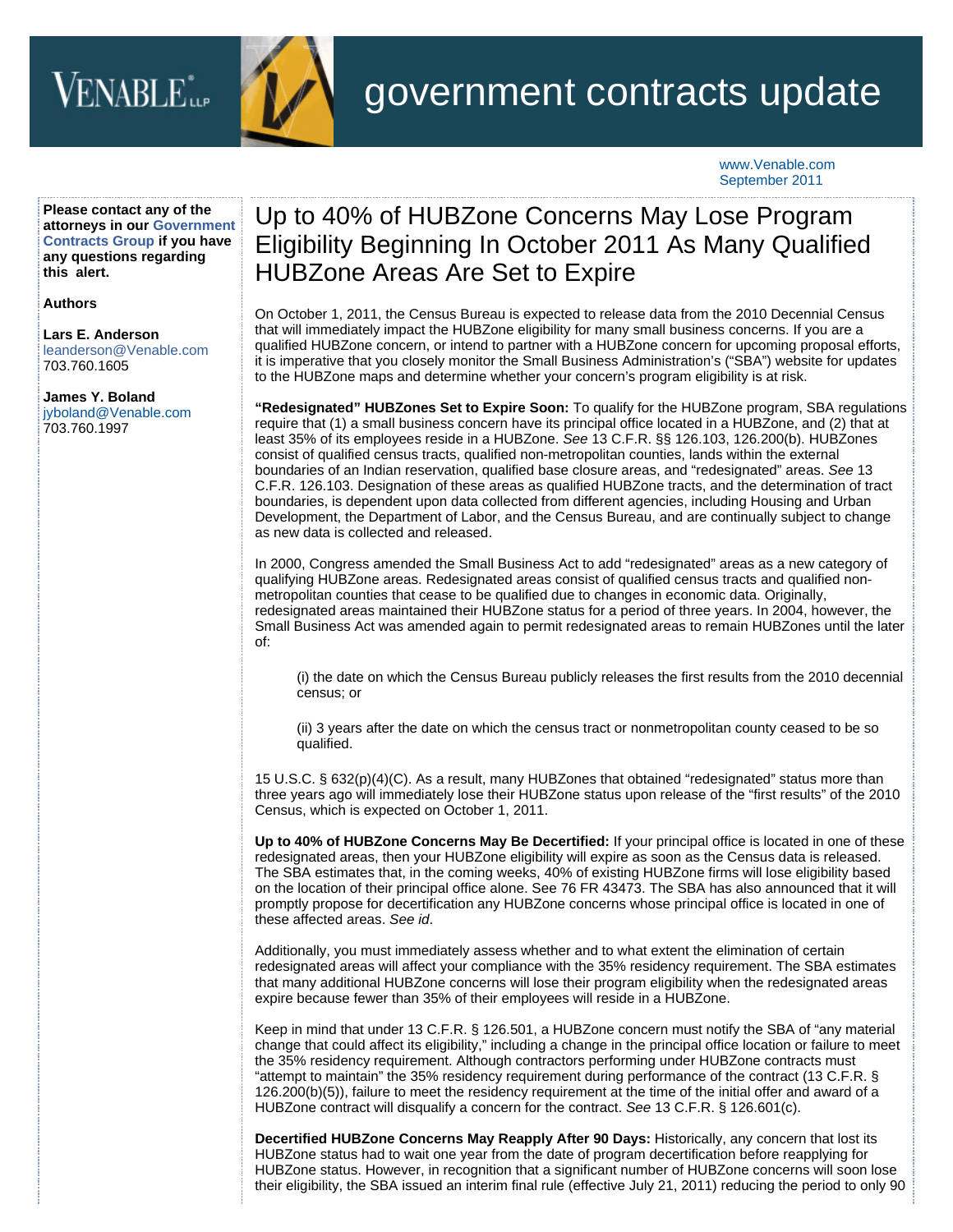# government contracts update

www.Venable.com
September 2011

**Please contact any of the attorneys in our Government Contracts Group if you have any questions regarding this alert.**

**Authors**

**Lars E. Anderson**
leanderson@Venable.com
703.760.1605

**James Y. Boland**
jyboland@Venable.com
703.760.1997

## Up to 40% of HUBZone Concerns May Lose Program Eligibility Beginning In October 2011 As Many Qualified HUBZone Areas Are Set to Expire

On October 1, 2011, the Census Bureau is expected to release data from the 2010 Decennial Census that will immediately impact the HUBZone eligibility for many small business concerns. If you are a qualified HUBZone concern, or intend to partner with a HUBZone concern for upcoming proposal efforts, it is imperative that you closely monitor the Small Business Administration's ("SBA") website for updates to the HUBZone maps and determine whether your concern's program eligibility is at risk.

**"Redesignated" HUBZones Set to Expire Soon:** To qualify for the HUBZone program, SBA regulations require that (1) a small business concern have its principal office located in a HUBZone, and (2) that at least 35% of its employees reside in a HUBZone. *See* 13 C.F.R. §§ 126.103, 126.200(b). HUBZones consist of qualified census tracts, qualified non-metropolitan counties, lands within the external boundaries of an Indian reservation, qualified base closure areas, and "redesignated" areas. *See* 13 C.F.R. 126.103. Designation of these areas as qualified HUBZone tracts, and the determination of tract boundaries, is dependent upon data collected from different agencies, including Housing and Urban Development, the Department of Labor, and the Census Bureau, and are continually subject to change as new data is collected and released.

In 2000, Congress amended the Small Business Act to add "redesignated" areas as a new category of qualifying HUBZone areas. Redesignated areas consist of qualified census tracts and qualified non-metropolitan counties that cease to be qualified due to changes in economic data. Originally, redesignated areas maintained their HUBZone status for a period of three years. In 2004, however, the Small Business Act was amended again to permit redesignated areas to remain HUBZones until the later of:

> (i) the date on which the Census Bureau publicly releases the first results from the 2010 decennial census; or
>
> (ii) 3 years after the date on which the census tract or nonmetropolitan county ceased to be so qualified.

15 U.S.C. § 632(p)(4)(C). As a result, many HUBZones that obtained "redesignated" status more than three years ago will immediately lose their HUBZone status upon release of the "first results" of the 2010 Census, which is expected on October 1, 2011.

**Up to 40% of HUBZone Concerns May Be Decertified:** If your principal office is located in one of these redesignated areas, then your HUBZone eligibility will expire as soon as the Census data is released. The SBA estimates that, in the coming weeks, 40% of existing HUBZone firms will lose eligibility based on the location of their principal office alone. See 76 FR 43473. The SBA has also announced that it will promptly propose for decertification any HUBZone concerns whose principal office is located in one of these affected areas. *See id*.

Additionally, you must immediately assess whether and to what extent the elimination of certain redesignated areas will affect your compliance with the 35% residency requirement. The SBA estimates that many additional HUBZone concerns will lose their program eligibility when the redesignated areas expire because fewer than 35% of their employees will reside in a HUBZone.

Keep in mind that under 13 C.F.R. § 126.501, a HUBZone concern must notify the SBA of "any material change that could affect its eligibility," including a change in the principal office location or failure to meet the 35% residency requirement. Although contractors performing under HUBZone contracts must "attempt to maintain" the 35% residency requirement during performance of the contract (13 C.F.R. § 126.200(b)(5)), failure to meet the residency requirement at the time of the initial offer and award of a HUBZone contract will disqualify a concern for the contract. *See* 13 C.F.R. § 126.601(c).

**Decertified HUBZone Concerns May Reapply After 90 Days:** Historically, any concern that lost its HUBZone status had to wait one year from the date of program decertification before reapplying for HUBZone status. However, in recognition that a significant number of HUBZone concerns will soon lose their eligibility, the SBA issued an interim final rule (effective July 21, 2011) reducing the period to only 90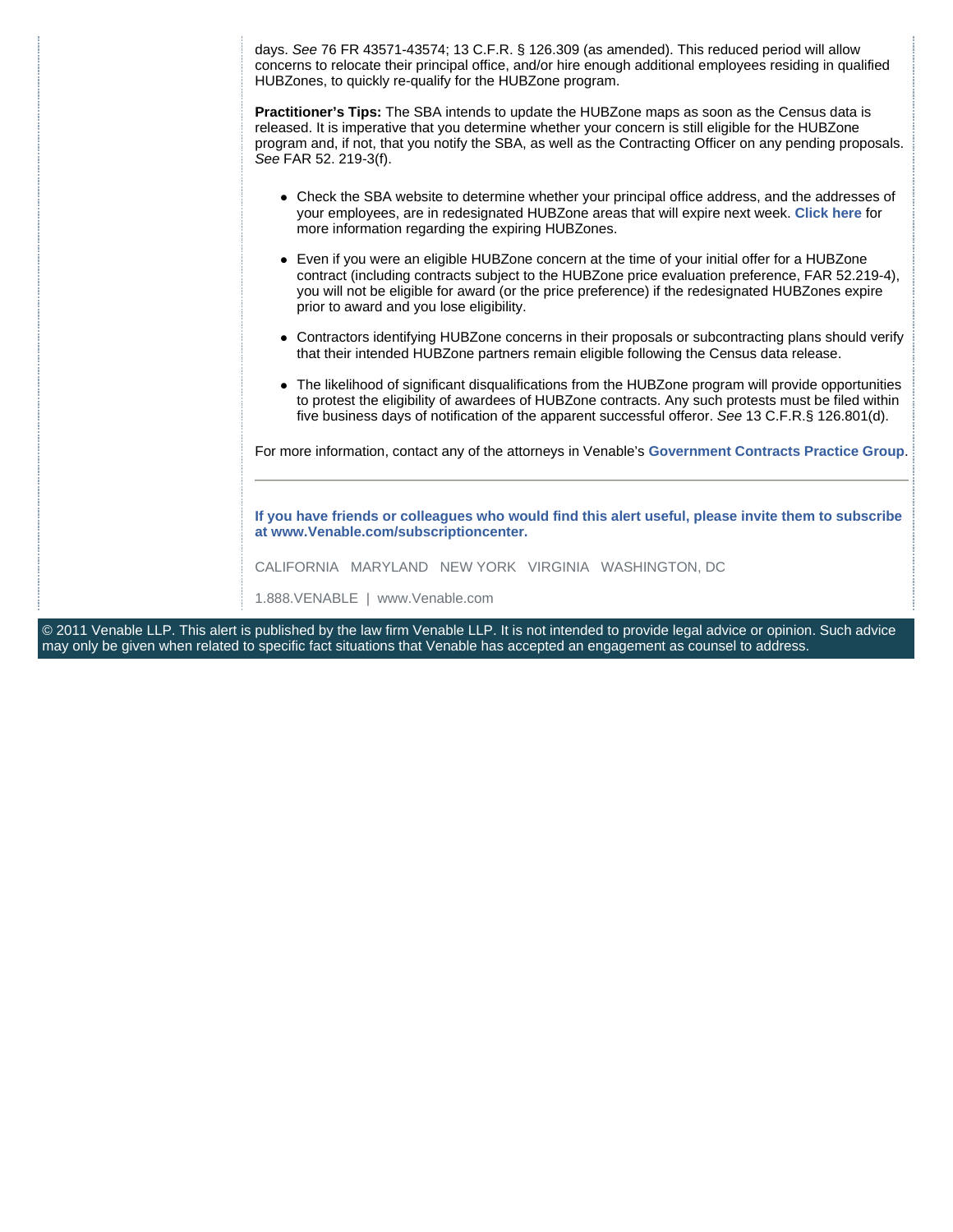days. *See* 76 FR 43571-43574; 13 C.F.R. § 126.309 (as amended). This reduced period will allow concerns to relocate their principal office, and/or hire enough additional employees residing in qualified HUBZones, to quickly re-qualify for the HUBZone program.

**Practitioner's Tips:** The SBA intends to update the HUBZone maps as soon as the Census data is released. It is imperative that you determine whether your concern is still eligible for the HUBZone program and, if not, that you notify the SBA, as well as the Contracting Officer on any pending proposals. *See* FAR 52. 219-3(f).

- Check the SBA website to determine whether your principal office address, and the addresses of your employees, are in redesignated HUBZone areas that will expire next week. **Click here** for more information regarding the expiring HUBZones.
- Even if you were an eligible HUBZone concern at the time of your initial offer for a HUBZone contract (including contracts subject to the HUBZone price evaluation preference, FAR 52.219-4), you will not be eligible for award (or the price preference) if the redesignated HUBZones expire prior to award and you lose eligibility.
- Contractors identifying HUBZone concerns in their proposals or subcontracting plans should verify that their intended HUBZone partners remain eligible following the Census data release.
- The likelihood of significant disqualifications from the HUBZone program will provide opportunities to protest the eligibility of awardees of HUBZone contracts. Any such protests must be filed within five business days of notification of the apparent successful offeror. *See* 13 C.F.R.§ 126.801(d).

For more information, contact any of the attorneys in Venable's **Government Contracts Practice Group**.

---

**If you have friends or colleagues who would find this alert useful, please invite them to subscribe at www.Venable.com/subscriptioncenter.**

CALIFORNIA   MARYLAND   NEW YORK   VIRGINIA   WASHINGTON, DC

1.888.VENABLE | www.Venable.com

© 2011 Venable LLP. This alert is published by the law firm Venable LLP. It is not intended to provide legal advice or opinion. Such advice may only be given when related to specific fact situations that Venable has accepted an engagement as counsel to address.